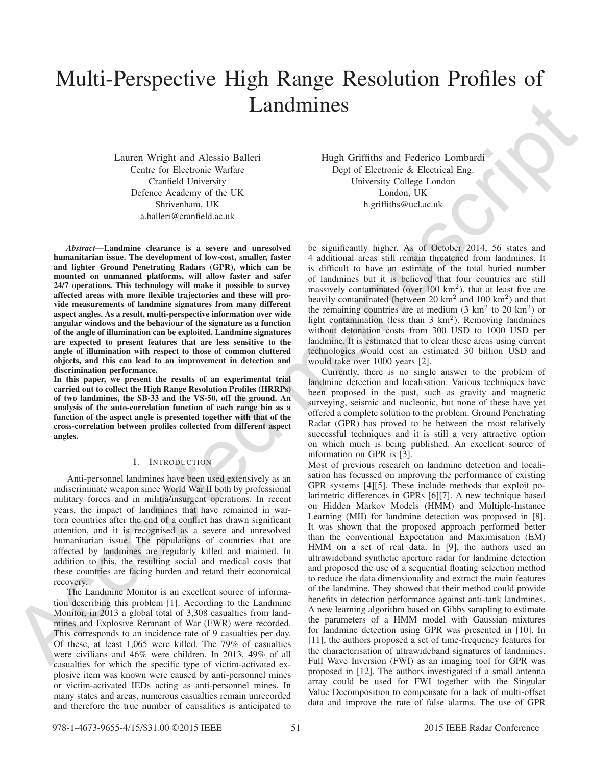# Multi-Perspective High Range Resolution Profiles of Landmines

Lauren Wright and Alessio Balleri
Centre for Electronic Warfare
Cranfield University
Defence Academy of the UK
Shrivenham, UK
a.balleri@cranfield.ac.uk

Hugh Griffiths and Federico Lombardi
Dept of Electronic & Electrical Eng.
University College London
London, UK
h.griffiths@ucl.ac.uk

***Abstract*—Landmine clearance is a severe and unresolved humanitarian issue. The development of low-cost, smaller, faster and lighter Ground Penetrating Radars (GPR), which can be mounted on unmanned platforms, will allow faster and safer 24/7 operations. This technology will make it possible to survey affected areas with more flexible trajectories and these will provide measurements of landmine signatures from many different aspect angles. As a result, multi-perspective information over wide angular windows and the behaviour of the signature as a function of the angle of illumination can be exploited. Landmine signatures are expected to present features that are less sensitive to the angle of illumination with respect to those of common cluttered objects, and this can lead to an improvement in detection and discrimination performance.**

**In this paper, we present the results of an experimental trial carried out to collect the High Range Resolution Profiles (HRRPs) of two landmines, the SB-33 and the VS-50, off the ground. An analysis of the auto-correlation function of each range bin as a function of the aspect angle is presented together with that of the cross-correlation between profiles collected from different aspect angles.**

## I. Introduction

Anti-personnel landmines have been used extensively as an indiscriminate weapon since World War II both by professional military forces and in militia/insurgent operations. In recent years, the impact of landmines that have remained in war-torn countries after the end of a conflict has drawn significant attention, and it is recognised as a severe and unresolved humanitarian issue. The populations of countries that are affected by landmines are regularly killed and maimed. In addition to this, the resulting social and medical costs that these countries are facing burden and retard their economical recovery.

The Landmine Monitor is an excellent source of information describing this problem [1]. According to the Landmine Monitor, in 2013 a global total of 3,308 casualties from landmines and Explosive Remnant of War (EWR) were recorded. This corresponds to an incidence rate of 9 casualties per day. Of these, at least 1,065 were killed. The 79% of casualties were civilians and 46% were children. In 2013, 49% of all casualties for which the specific type of victim-activated explosive item was known were caused by anti-personnel mines or victim-activated IEDs acting as anti-personnel mines. In many states and areas, numerous casualties remain unrecorded and therefore the true number of causalities is anticipated to be significantly higher. As of October 2014, 56 states and 4 additional areas still remain threatened from landmines. It is difficult to have an estimate of the total buried number of landmines but it is believed that four countries are still massively contaminated (over 100 km$^2$), that at least five are heavily contaminated (between 20 km$^2$ and 100 km$^2$) and that the remaining countries are at medium (3 km$^2$ to 20 km$^2$) or light contamination (less than 3 km$^2$). Removing landmines without detonation costs from 300 USD to 1000 USD per landmine. It is estimated that to clear these areas using current technologies would cost an estimated 30 billion USD and would take over 1000 years [2].

Currently, there is no single answer to the problem of landmine detection and localisation. Various techniques have been proposed in the past, such as gravity and magnetic surveying, seismic and nucleonic, but none of these have yet offered a complete solution to the problem. Ground Penetrating Radar (GPR) has proved to be between the most relatively successful techniques and it is still a very attractive option on which much is being published. An excellent source of information on GPR is [3].

Most of previous research on landmine detection and localisation has focussed on improving the performance of existing GPR systems [4][5]. These include methods that exploit polarimetric differences in GPRs [6][7]. A new technique based on Hidden Markov Models (HMM) and Multiple-Instance Learning (MIl) for landmine detection was proposed in [8]. It was shown that the proposed approach performed better than the conventional Expectation and Maximisation (EM) HMM on a set of real data. In [9], the authors used an ultrawideband synthetic aperture radar for landmine detection and proposed the use of a sequential floating selection method to reduce the data dimensionality and extract the main features of the landmine. They showed that their method could provide benefits in detection performance against anti-tank landmines. A new learning algorithm based on Gibbs sampling to estimate the parameters of a HMM model with Gaussian mixtures for landmine detection using GPR was presented in [10]. In [11], the authors proposed a set of time-frequency features for the characterisation of ultrawideband signatures of landmines. Full Wave Inversion (FWI) as an imaging tool for GPR was proposed in [12]. The authors investigated if a small antenna array could be used for FWI together with the Singular Value Decomposition to compensate for a lack of multi-offset data and improve the rate of false alarms. The use of GPR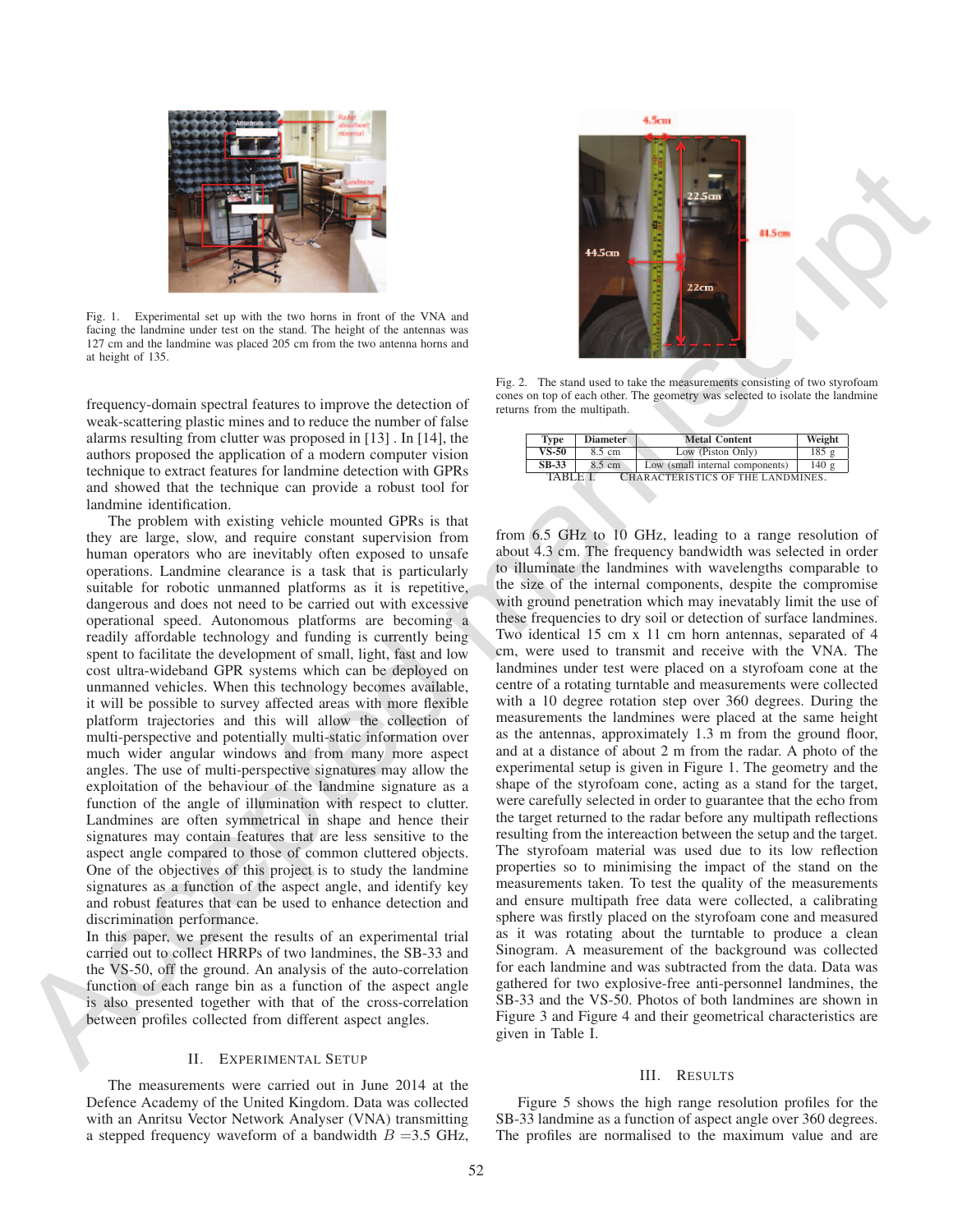Fig. 1. Experimental set up with the two horns in front of the VNA and facing the landmine under test on the stand. The height of the antennas was 127 cm and the landmine was placed 205 cm from the two antenna horns and at height of 135.

frequency-domain spectral features to improve the detection of weak-scattering plastic mines and to reduce the number of false alarms resulting from clutter was proposed in [13] . In [14], the authors proposed the application of a modern computer vision technique to extract features for landmine detection with GPRs and showed that the technique can provide a robust tool for landmine identification.

The problem with existing vehicle mounted GPRs is that they are large, slow, and require constant supervision from human operators who are inevitably often exposed to unsafe operations. Landmine clearance is a task that is particularly suitable for robotic unmanned platforms as it is repetitive, dangerous and does not need to be carried out with excessive operational speed. Autonomous platforms are becoming a readily affordable technology and funding is currently being spent to facilitate the development of small, light, fast and low cost ultra-wideband GPR systems which can be deployed on unmanned vehicles. When this technology becomes available, it will be possible to survey affected areas with more flexible platform trajectories and this will allow the collection of multi-perspective and potentially multi-static information over much wider angular windows and from many more aspect angles. The use of multi-perspective signatures may allow the exploitation of the behaviour of the landmine signature as a function of the angle of illumination with respect to clutter. Landmines are often symmetrical in shape and hence their signatures may contain features that are less sensitive to the aspect angle compared to those of common cluttered objects. One of the objectives of this project is to study the landmine signatures as a function of the aspect angle, and identify key and robust features that can be used to enhance detection and discrimination performance.

In this paper, we present the results of an experimental trial carried out to collect HRRPs of two landmines, the SB-33 and the VS-50, off the ground. An analysis of the auto-correlation function of each range bin as a function of the aspect angle is also presented together with that of the cross-correlation between profiles collected from different aspect angles.

## II. Experimental Setup

The measurements were carried out in June 2014 at the Defence Academy of the United Kingdom. Data was collected with an Anritsu Vector Network Analyser (VNA) transmitting a stepped frequency waveform of a bandwidth $B$ =3.5 GHz, from 6.5 GHz to 10 GHz, leading to a range resolution of about 4.3 cm. The frequency bandwidth was selected in order to illuminate the landmines with wavelengths comparable to the size of the internal components, despite the compromise with ground penetration which may inevatably limit the use of these frequencies to dry soil or detection of surface landmines. Two identical 15 cm x 11 cm horn antennas, separated of 4 cm, were used to transmit and receive with the VNA. The landmines under test were placed on a styrofoam cone at the centre of a rotating turntable and measurements were collected with a 10 degree rotation step over 360 degrees. During the measurements the landmines were placed at the same height as the antennas, approximately 1.3 m from the ground floor, and at a distance of about 2 m from the radar. A photo of the experimental setup is given in Figure 1. The geometry and the shape of the styrofoam cone, acting as a stand for the target, were carefully selected in order to guarantee that the echo from the target returned to the radar before any multipath reflections resulting from the intereaction between the setup and the target. The styrofoam material was used due to its low reflection properties so to minimising the impact of the stand on the measurements taken. To test the quality of the measurements and ensure multipath free data were collected, a calibrating sphere was firstly placed on the styrofoam cone and measured as it was rotating about the turntable to produce a clean Sinogram. A measurement of the background was collected for each landmine and was subtracted from the data. Data was gathered for two explosive-free anti-personnel landmines, the SB-33 and the VS-50. Photos of both landmines are shown in Figure 3 and Figure 4 and their geometrical characteristics are given in Table I.

4.5cm
22.5cm
44.5cm
44.5cm
22cm

Fig. 2. The stand used to take the measurements consisting of two styrofoam cones on top of each other. The geometry was selected to isolate the landmine returns from the multipath.

| Type | Diameter | Metal Content | Weight |
|---|---|---|---|
| VS-50 | 8.5 cm | Low (Piston Only) | 185 g |
| SB-33 | 8.5 cm | Low (small internal components) | 140 g |

TABLE I. Characteristics of the landmines.

## III. Results

Figure 5 shows the high range resolution profiles for the SB-33 landmine as a function of aspect angle over 360 degrees. The profiles are normalised to the maximum value and are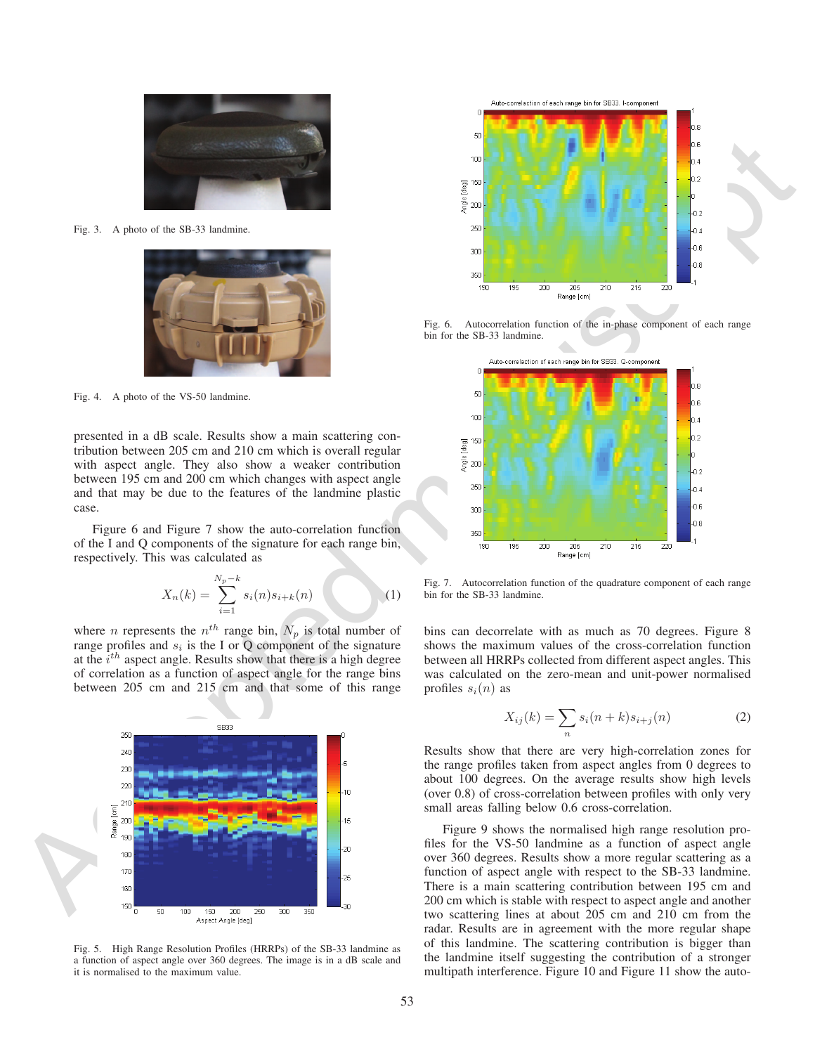Fig. 3. A photo of the SB-33 landmine.

Fig. 4. A photo of the VS-50 landmine.

presented in a dB scale. Results show a main scattering contribution between 205 cm and 210 cm which is overall regular with aspect angle. They also show a weaker contribution between 195 cm and 200 cm which changes with aspect angle and that may be due to the features of the landmine plastic case.

Figure 6 and Figure 7 show the auto-correlation function of the I and Q components of the signature for each range bin, respectively. This was calculated as

$$X_n(k) = \sum_{i=1}^{N_p - k} s_i(n) s_{i+k}(n) \quad (1)$$

where $n$ represents the $n^{th}$ range bin, $N_p$ is total number of range profiles and $s_i$ is the I or Q component of the signature at the $i^{th}$ aspect angle. Results show that there is a high degree of correlation as a function of aspect angle for the range bins between 205 cm and 215 cm and that some of this range bins can decorrelate with as much as 70 degrees. Figure 8 shows the maximum values of the cross-correlation function between all HRRPs collected from different aspect angles. This was calculated on the zero-mean and unit-power normalised profiles $s_i(n)$ as

$$X_{ij}(k) = \sum_n s_i(n+k) s_{i+j}(n) \quad (2)$$

Results show that there are very high-correlation zones for the range profiles taken from aspect angles from 0 degrees to about 100 degrees. On the average results show high levels (over 0.8) of cross-correlation between profiles with only very small areas falling below 0.6 cross-correlation.

Figure 9 shows the normalised high range resolution profiles for the VS-50 landmine as a function of aspect angle over 360 degrees. Results show a more regular scattering as a function of aspect angle with respect to the SB-33 landmine. There is a main scattering contribution between 195 cm and 200 cm which is stable with respect to aspect angle and another two scattering lines at about 205 cm and 210 cm from the radar. Results are in agreement with the more regular shape of this landmine. The scattering contribution is bigger than the landmine itself suggesting the contribution of a stronger multipath interference. Figure 10 and Figure 11 show the auto-

Fig. 5. High Range Resolution Profiles (HRRPs) of the SB-33 landmine as a function of aspect angle over 360 degrees. The image is in a dB scale and it is normalised to the maximum value.

Fig. 6. Autocorrelation function of the in-phase component of each range bin for the SB-33 landmine.

Fig. 7. Autocorrelation function of the quadrature component of each range bin for the SB-33 landmine.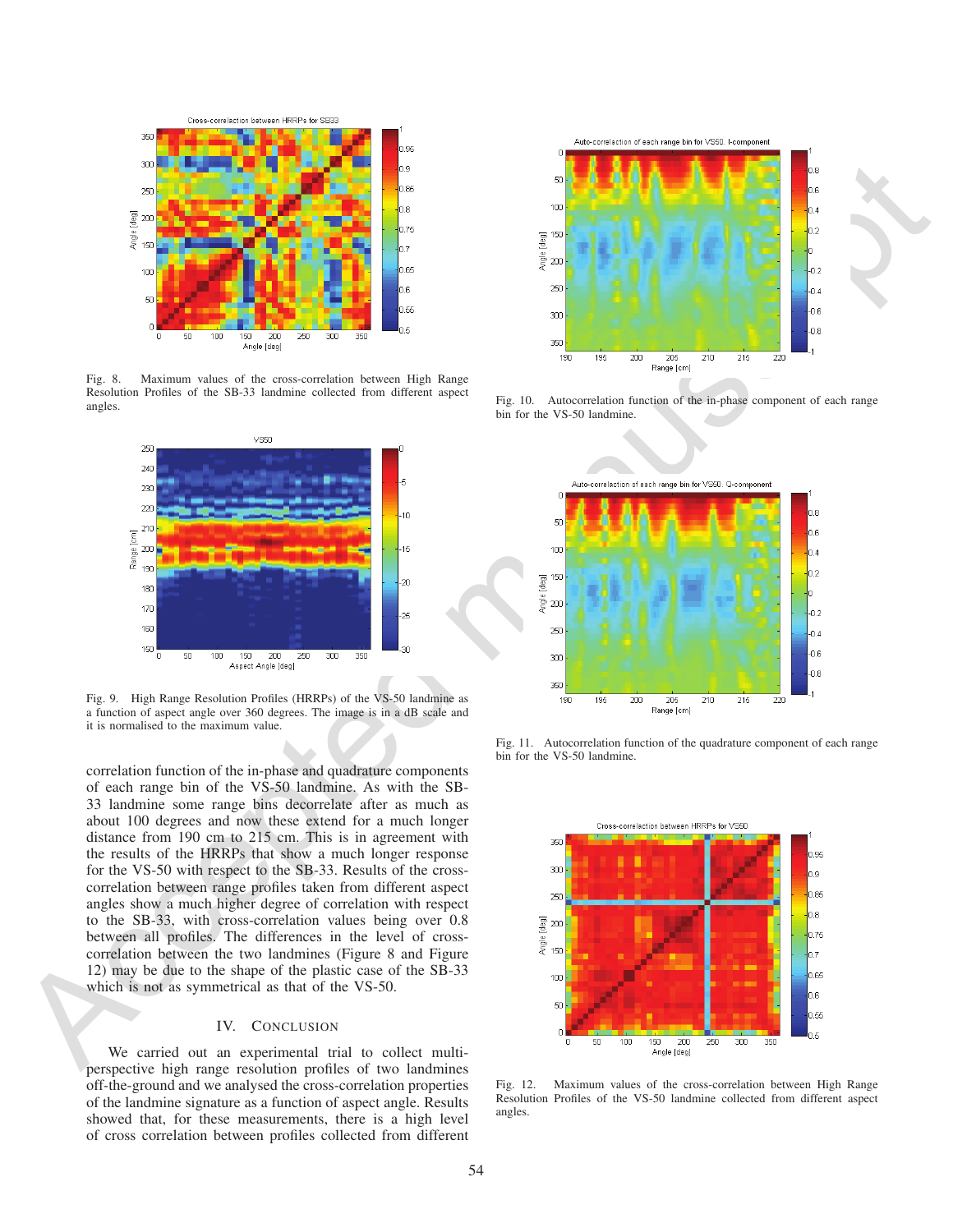Fig. 8. Maximum values of the cross-correlation between High Range Resolution Profiles of the SB-33 landmine collected from different aspect angles.

Fig. 9. High Range Resolution Profiles (HRRPs) of the VS-50 landmine as a function of aspect angle over 360 degrees. The image is in a dB scale and it is normalised to the maximum value.

correlation function of the in-phase and quadrature components of each range bin of the VS-50 landmine. As with the SB-33 landmine some range bins decorrelate after as much as about 100 degrees and now these extend for a much longer distance from 190 cm to 215 cm. This is in agreement with the results of the HRRPs that show a much longer response for the VS-50 with respect to the SB-33. Results of the cross-correlation between range profiles taken from different aspect angles show a much higher degree of correlation with respect to the SB-33, with cross-correlation values being over 0.8 between all profiles. The differences in the level of cross-correlation between the two landmines (Figure 8 and Figure 12) may be due to the shape of the plastic case of the SB-33 which is not as symmetrical as that of the VS-50.

## IV. Conclusion

We carried out an experimental trial to collect multi-perspective high range resolution profiles of two landmines off-the-ground and we analysed the cross-correlation properties of the landmine signature as a function of aspect angle. Results showed that, for these measurements, there is a high level of cross correlation between profiles collected from different

Fig. 10. Autocorrelation function of the in-phase component of each range bin for the VS-50 landmine.

Fig. 11. Autocorrelation function of the quadrature component of each range bin for the VS-50 landmine.

Fig. 12. Maximum values of the cross-correlation between High Range Resolution Profiles of the VS-50 landmine collected from different aspect angles.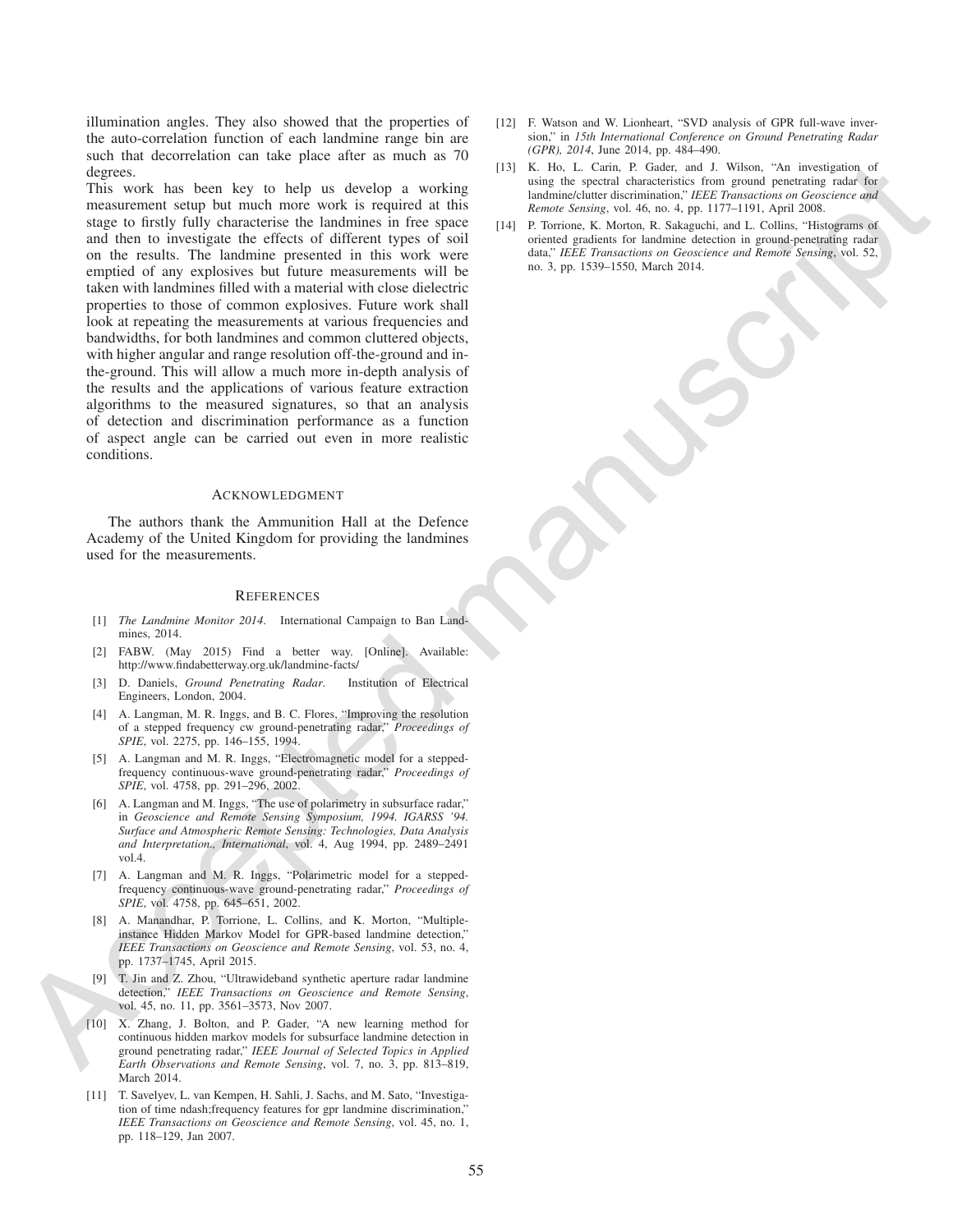illumination angles. They also showed that the properties of the auto-correlation function of each landmine range bin are such that decorrelation can take place after as much as 70 degrees.

This work has been key to help us develop a working measurement setup but much more work is required at this stage to firstly fully characterise the landmines in free space and then to investigate the effects of different types of soil on the results. The landmine presented in this work were emptied of any explosives but future measurements will be taken with landmines filled with a material with close dielectric properties to those of common explosives. Future work shall look at repeating the measurements at various frequencies and bandwidths, for both landmines and common cluttered objects, with higher angular and range resolution off-the-ground and in-the-ground. This will allow a much more in-depth analysis of the results and the applications of various feature extraction algorithms to the measured signatures, so that an analysis of detection and discrimination performance as a function of aspect angle can be carried out even in more realistic conditions.

## Acknowledgment

The authors thank the Ammunition Hall at the Defence Academy of the United Kingdom for providing the landmines used for the measurements.

## References

[1] *The Landmine Monitor 2014*. International Campaign to Ban Landmines, 2014.

[2] FABW. (May 2015) Find a better way. [Online]. Available: http://www.findabetterway.org.uk/landmine-facts/

[3] D. Daniels, *Ground Penetrating Radar*. Institution of Electrical Engineers, London, 2004.

[4] A. Langman, M. R. Inggs, and B. C. Flores, "Improving the resolution of a stepped frequency cw ground-penetrating radar," *Proceedings of SPIE*, vol. 2275, pp. 146–155, 1994.

[5] A. Langman and M. R. Inggs, "Electromagnetic model for a stepped-frequency continuous-wave ground-penetrating radar," *Proceedings of SPIE*, vol. 4758, pp. 291–296, 2002.

[6] A. Langman and M. Inggs, "The use of polarimetry in subsurface radar," in *Geoscience and Remote Sensing Symposium, 1994. IGARSS '94. Surface and Atmospheric Remote Sensing: Technologies, Data Analysis and Interpretation., International*, vol. 4, Aug 1994, pp. 2489–2491 vol.4.

[7] A. Langman and M. R. Inggs, "Polarimetric model for a stepped-frequency continuous-wave ground-penetrating radar," *Proceedings of SPIE*, vol. 4758, pp. 645–651, 2002.

[8] A. Manandhar, P. Torrione, L. Collins, and K. Morton, "Multiple-instance Hidden Markov Model for GPR-based landmine detection," *IEEE Transactions on Geoscience and Remote Sensing*, vol. 53, no. 4, pp. 1737–1745, April 2015.

[9] T. Jin and Z. Zhou, "Ultrawideband synthetic aperture radar landmine detection," *IEEE Transactions on Geoscience and Remote Sensing*, vol. 45, no. 11, pp. 3561–3573, Nov 2007.

[10] X. Zhang, J. Bolton, and P. Gader, "A new learning method for continuous hidden markov models for subsurface landmine detection in ground penetrating radar," *IEEE Journal of Selected Topics in Applied Earth Observations and Remote Sensing*, vol. 7, no. 3, pp. 813–819, March 2014.

[11] T. Savelyev, L. van Kempen, H. Sahli, J. Sachs, and M. Sato, "Investigation of time ndash;frequency features for gpr landmine discrimination," *IEEE Transactions on Geoscience and Remote Sensing*, vol. 45, no. 1, pp. 118–129, Jan 2007.

[12] F. Watson and W. Lionheart, "SVD analysis of GPR full-wave inversion," in *15th International Conference on Ground Penetrating Radar (GPR), 2014*, June 2014, pp. 484–490.

[13] K. Ho, L. Carin, P. Gader, and J. Wilson, "An investigation of using the spectral characteristics from ground penetrating radar for landmine/clutter discrimination," *IEEE Transactions on Geoscience and Remote Sensing*, vol. 46, no. 4, pp. 1177–1191, April 2008.

[14] P. Torrione, K. Morton, R. Sakaguchi, and L. Collins, "Histograms of oriented gradients for landmine detection in ground-penetrating radar data," *IEEE Transactions on Geoscience and Remote Sensing*, vol. 52, no. 3, pp. 1539–1550, March 2014.